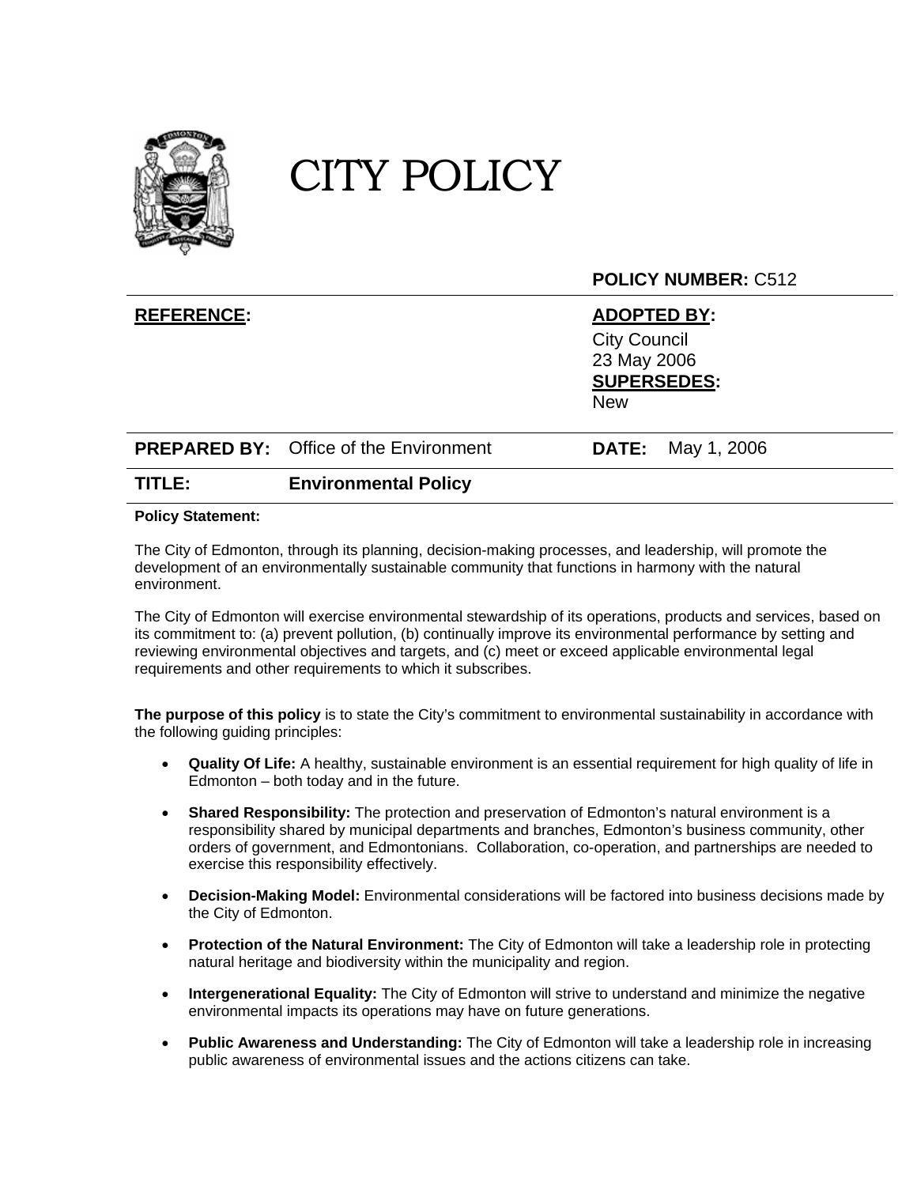# CITY POLICY

**POLICY NUMBER:** C512

| | |
|---|---|
| **REFERENCE:** | **ADOPTED BY:**<br>City Council<br>23 May 2006<br>**SUPERSEDES:**<br>New |
| **PREPARED BY:** Office of the Environment | **DATE:** May 1, 2006 |
| **TITLE:** **Environmental Policy** | |

**Policy Statement:**

The City of Edmonton, through its planning, decision-making processes, and leadership, will promote the development of an environmentally sustainable community that functions in harmony with the natural environment.

The City of Edmonton will exercise environmental stewardship of its operations, products and services, based on its commitment to: (a) prevent pollution, (b) continually improve its environmental performance by setting and reviewing environmental objectives and targets, and (c) meet or exceed applicable environmental legal requirements and other requirements to which it subscribes.

**The purpose of this policy** is to state the City's commitment to environmental sustainability in accordance with the following guiding principles:

- **Quality Of Life:** A healthy, sustainable environment is an essential requirement for high quality of life in Edmonton – both today and in the future.
- **Shared Responsibility:** The protection and preservation of Edmonton's natural environment is a responsibility shared by municipal departments and branches, Edmonton's business community, other orders of government, and Edmontonians. Collaboration, co-operation, and partnerships are needed to exercise this responsibility effectively.
- **Decision-Making Model:** Environmental considerations will be factored into business decisions made by the City of Edmonton.
- **Protection of the Natural Environment:** The City of Edmonton will take a leadership role in protecting natural heritage and biodiversity within the municipality and region.
- **Intergenerational Equality:** The City of Edmonton will strive to understand and minimize the negative environmental impacts its operations may have on future generations.
- **Public Awareness and Understanding:** The City of Edmonton will take a leadership role in increasing public awareness of environmental issues and the actions citizens can take.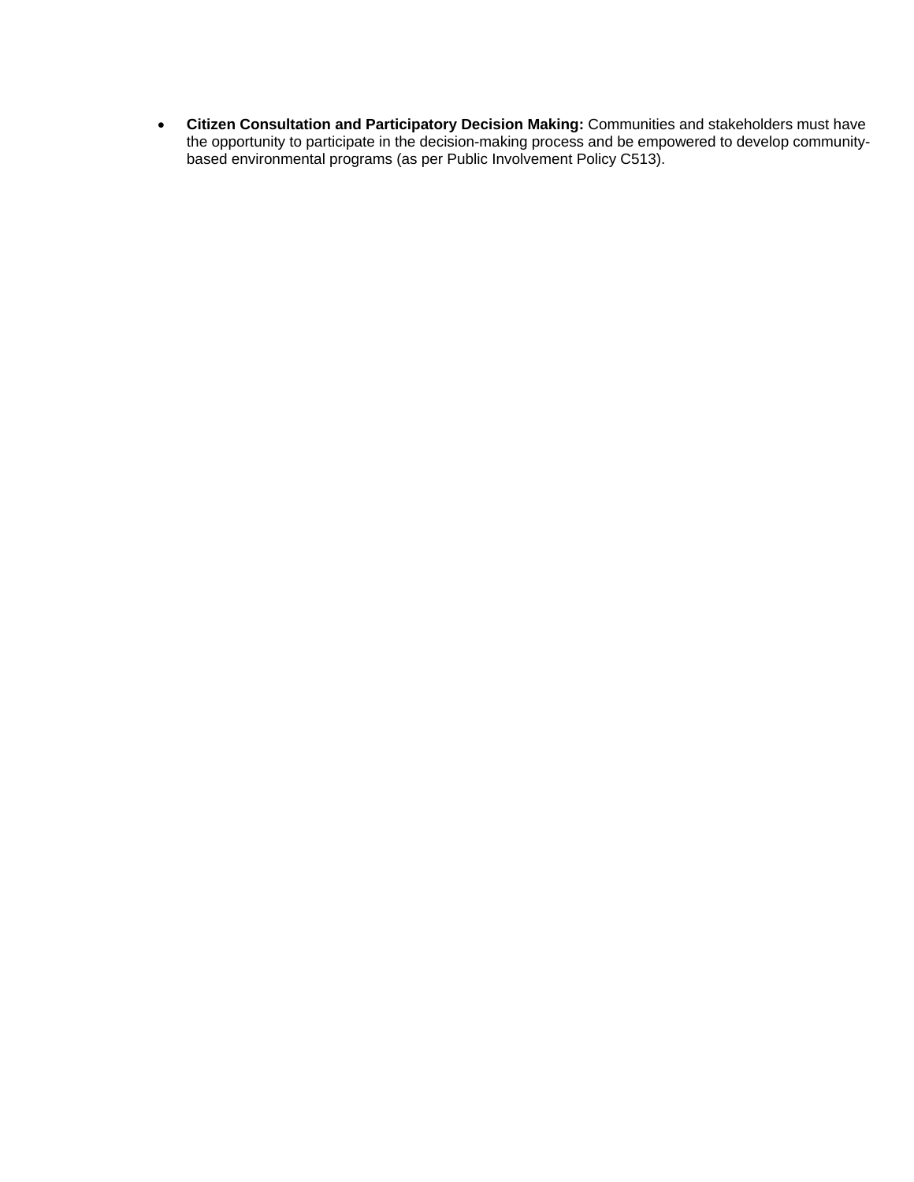- **Citizen Consultation and Participatory Decision Making:** Communities and stakeholders must have the opportunity to participate in the decision-making process and be empowered to develop community-based environmental programs (as per Public Involvement Policy C513).